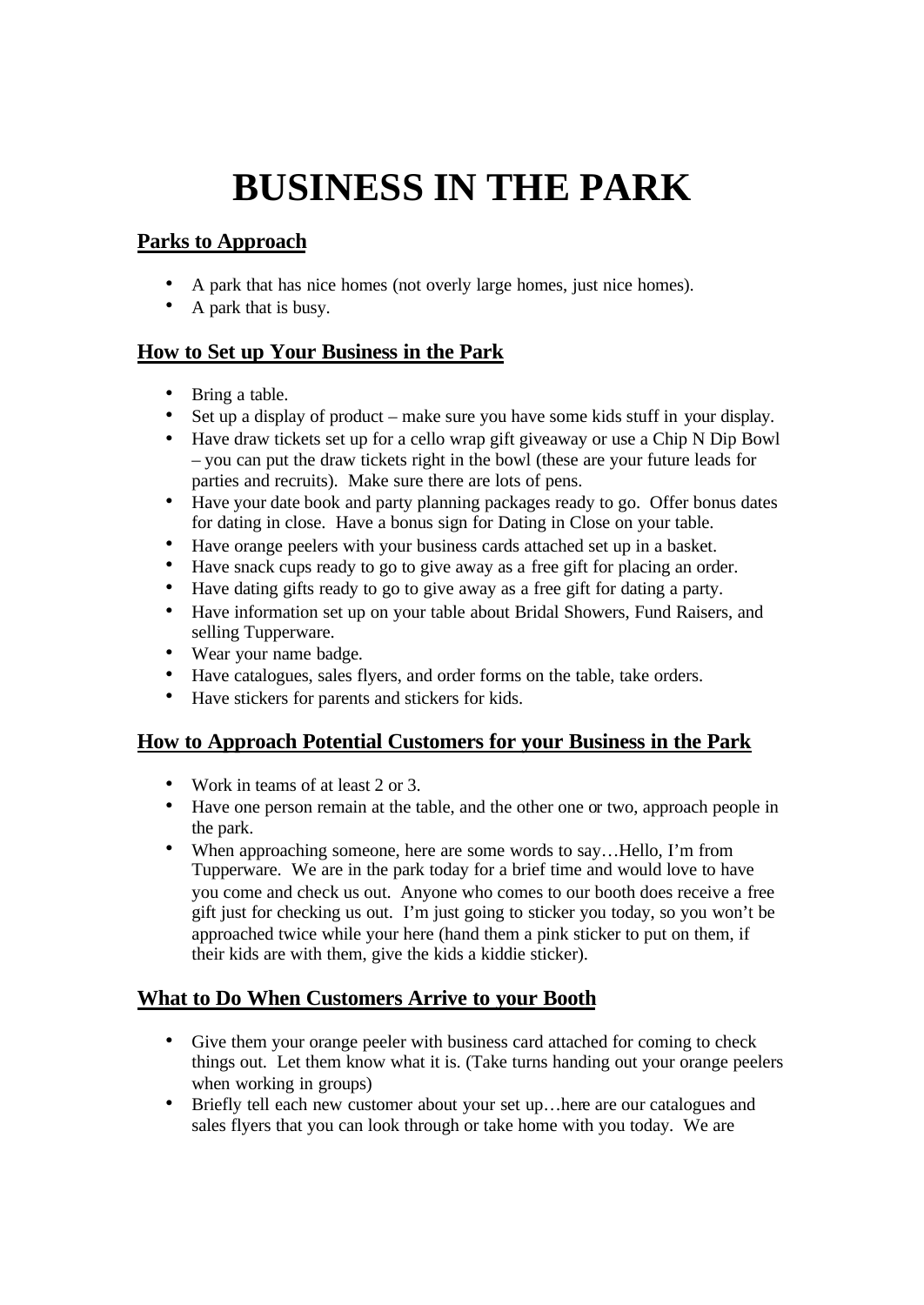# BUSINESS IN THE PARK

## Parks to Approach

- A park that has nice homes (not overly large homes, just nice homes).
- A park that is busy.

## How to Set up Your Business in the Park

- Bring a table.
- Set up a display of product – make sure you have some kids stuff in your display.
- Have draw tickets set up for a cello wrap gift giveaway or use a Chip N Dip Bowl – you can put the draw tickets right in the bowl (these are your future leads for parties and recruits). Make sure there are lots of pens.
- Have your date book and party planning packages ready to go. Offer bonus dates for dating in close. Have a bonus sign for Dating in Close on your table.
- Have orange peelers with your business cards attached set up in a basket.
- Have snack cups ready to go to give away as a free gift for placing an order.
- Have dating gifts ready to go to give away as a free gift for dating a party.
- Have information set up on your table about Bridal Showers, Fund Raisers, and selling Tupperware.
- Wear your name badge.
- Have catalogues, sales flyers, and order forms on the table, take orders.
- Have stickers for parents and stickers for kids.

## How to Approach Potential Customers for your Business in the Park

- Work in teams of at least 2 or 3.
- Have one person remain at the table, and the other one or two, approach people in the park.
- When approaching someone, here are some words to say…Hello, I'm from Tupperware. We are in the park today for a brief time and would love to have you come and check us out. Anyone who comes to our booth does receive a free gift just for checking us out. I'm just going to sticker you today, so you won't be approached twice while your here (hand them a pink sticker to put on them, if their kids are with them, give the kids a kiddie sticker).

## What to Do When Customers Arrive to your Booth

- Give them your orange peeler with business card attached for coming to check things out. Let them know what it is. (Take turns handing out your orange peelers when working in groups)
- Briefly tell each new customer about your set up…here are our catalogues and sales flyers that you can look through or take home with you today. We are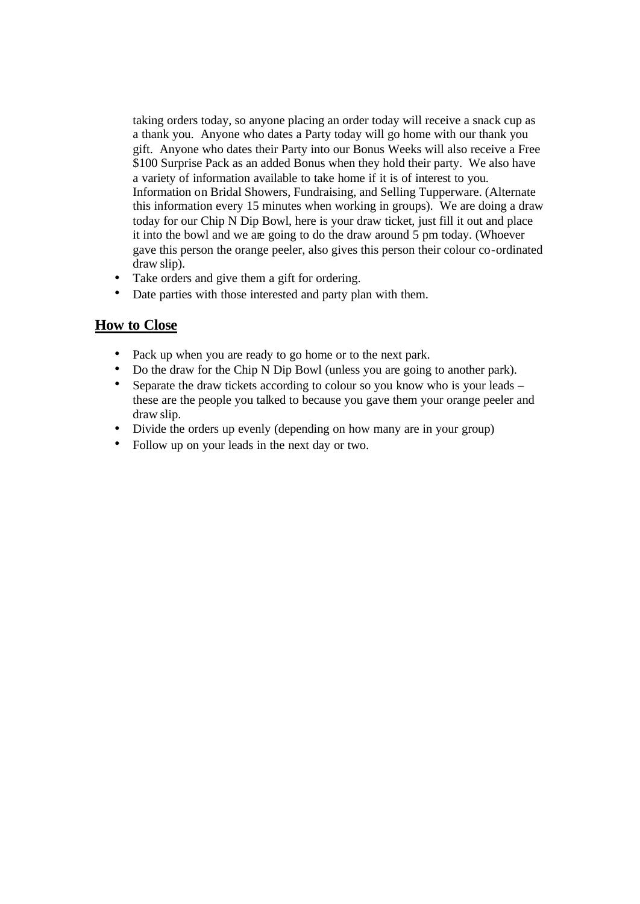taking orders today, so anyone placing an order today will receive a snack cup as a thank you. Anyone who dates a Party today will go home with our thank you gift. Anyone who dates their Party into our Bonus Weeks will also receive a Free $100 Surprise Pack as an added Bonus when they hold their party. We also have a variety of information available to take home if it is of interest to you. Information on Bridal Showers, Fundraising, and Selling Tupperware. (Alternate this information every 15 minutes when working in groups). We are doing a draw today for our Chip N Dip Bowl, here is your draw ticket, just fill it out and place it into the bowl and we are going to do the draw around 5 pm today. (Whoever gave this person the orange peeler, also gives this person their colour co-ordinated draw slip).

- Take orders and give them a gift for ordering.
- Date parties with those interested and party plan with them.

## How to Close

- Pack up when you are ready to go home or to the next park.
- Do the draw for the Chip N Dip Bowl (unless you are going to another park).
- Separate the draw tickets according to colour so you know who is your leads – these are the people you talked to because you gave them your orange peeler and draw slip.
- Divide the orders up evenly (depending on how many are in your group)
- Follow up on your leads in the next day or two.